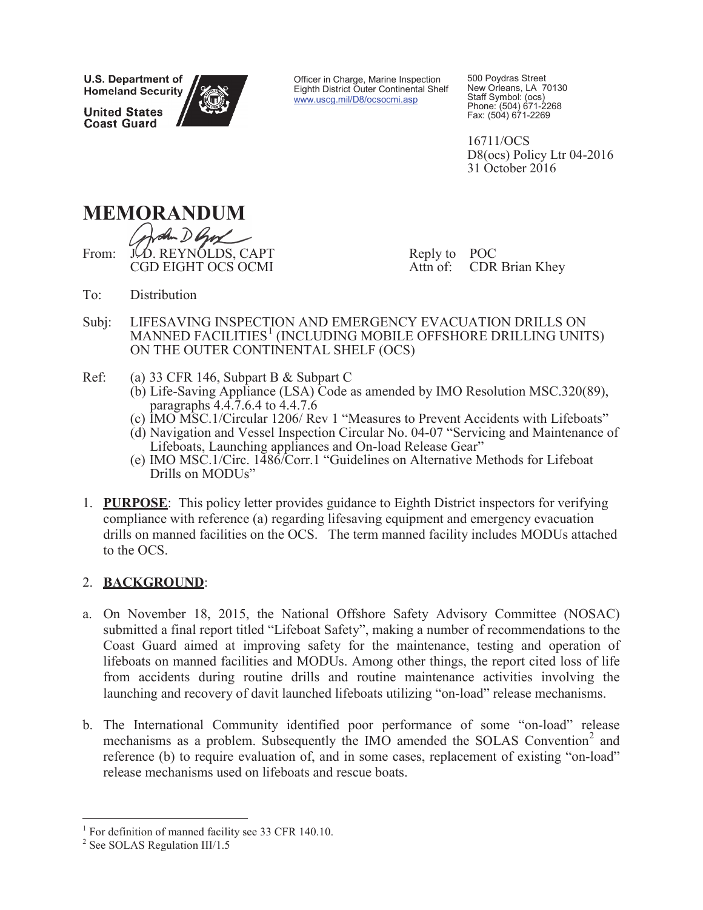U.S. Department of Homeland Security

United States Coast Guard

Officer in Charge, Marine Inspection
Eighth District Outer Continental Shelf
www.uscg.mil/D8/ocsocmi.asp

500 Poydras Street
New Orleans, LA 70130
Staff Symbol: (ocs)
Phone: (504) 671-2268
Fax: (504) 671-2269

16711/OCS
D8(ocs) Policy Ltr 04-2016
31 October 2016

# MEMORANDUM

From: J. D. REYNOLDS, CAPT
CGD EIGHT OCS OCMI

Reply to Attn of: POC
CDR Brian Khey

To: Distribution

Subj: LIFESAVING INSPECTION AND EMERGENCY EVACUATION DRILLS ON MANNED FACILITIES[1] (INCLUDING MOBILE OFFSHORE DRILLING UNITS) ON THE OUTER CONTINENTAL SHELF (OCS)

Ref: (a) 33 CFR 146, Subpart B & Subpart C
(b) Life-Saving Appliance (LSA) Code as amended by IMO Resolution MSC.320(89), paragraphs 4.4.7.6.4 to 4.4.7.6
(c) IMO MSC.1/Circular 1206/ Rev 1 "Measures to Prevent Accidents with Lifeboats"
(d) Navigation and Vessel Inspection Circular No. 04-07 "Servicing and Maintenance of Lifeboats, Launching appliances and On-load Release Gear"
(e) IMO MSC.1/Circ. 1486/Corr.1 "Guidelines on Alternative Methods for Lifeboat Drills on MODUs"

1. **PURPOSE**: This policy letter provides guidance to Eighth District inspectors for verifying compliance with reference (a) regarding lifesaving equipment and emergency evacuation drills on manned facilities on the OCS. The term manned facility includes MODUs attached to the OCS.

2. **BACKGROUND**:

a. On November 18, 2015, the National Offshore Safety Advisory Committee (NOSAC) submitted a final report titled "Lifeboat Safety", making a number of recommendations to the Coast Guard aimed at improving safety for the maintenance, testing and operation of lifeboats on manned facilities and MODUs. Among other things, the report cited loss of life from accidents during routine drills and routine maintenance activities involving the launching and recovery of davit launched lifeboats utilizing "on-load" release mechanisms.

b. The International Community identified poor performance of some "on-load" release mechanisms as a problem. Subsequently the IMO amended the SOLAS Convention[2] and reference (b) to require evaluation of, and in some cases, replacement of existing "on-load" release mechanisms used on lifeboats and rescue boats.

---

[1] For definition of manned facility see 33 CFR 140.10.

[2] See SOLAS Regulation III/1.5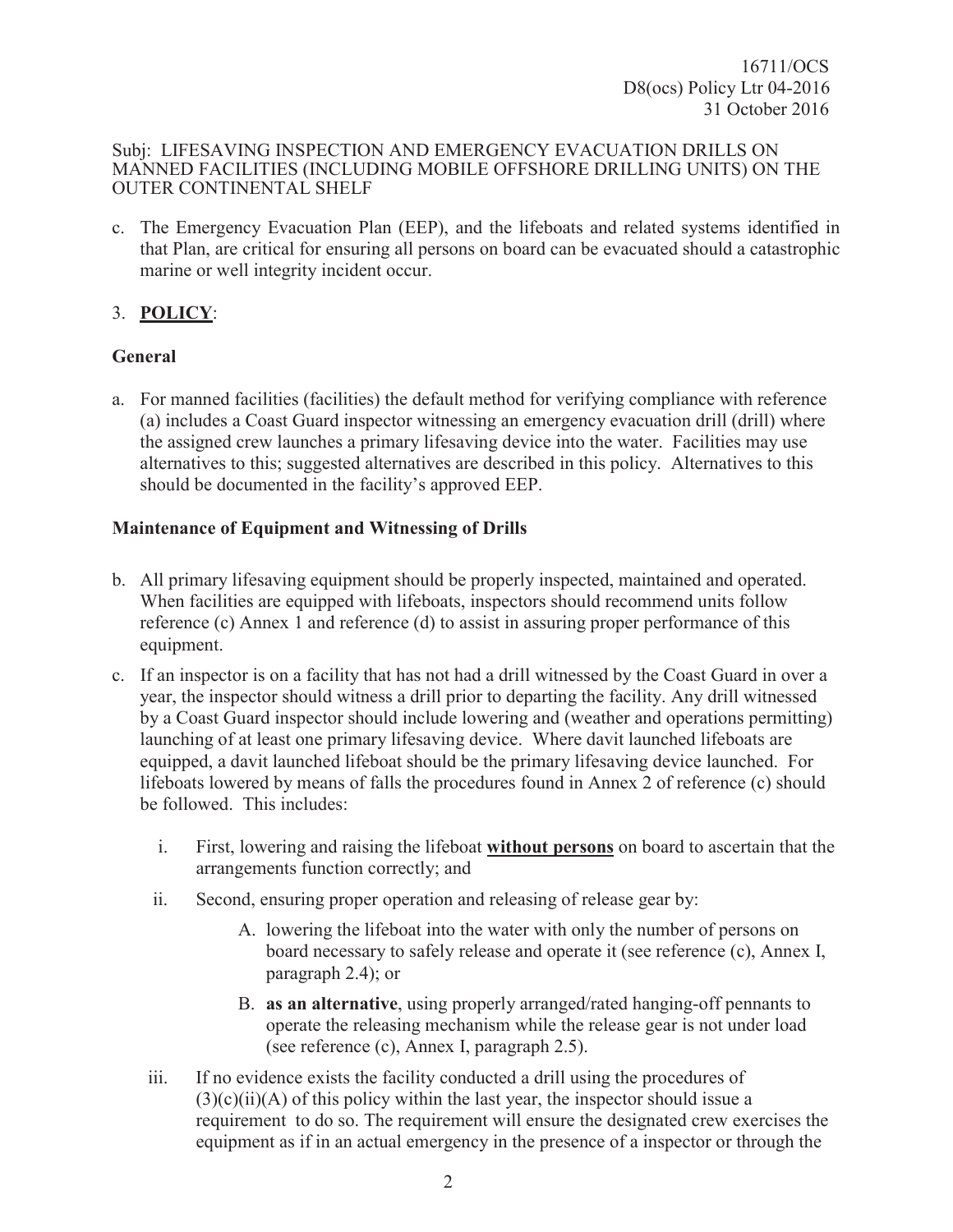Subj: LIFESAVING INSPECTION AND EMERGENCY EVACUATION DRILLS ON MANNED FACILITIES (INCLUDING MOBILE OFFSHORE DRILLING UNITS) ON THE OUTER CONTINENTAL SHELF

c. The Emergency Evacuation Plan (EEP), and the lifeboats and related systems identified in that Plan, are critical for ensuring all persons on board can be evacuated should a catastrophic marine or well integrity incident occur.

3. **POLICY**:

**General**

a. For manned facilities (facilities) the default method for verifying compliance with reference (a) includes a Coast Guard inspector witnessing an emergency evacuation drill (drill) where the assigned crew launches a primary lifesaving device into the water. Facilities may use alternatives to this; suggested alternatives are described in this policy. Alternatives to this should be documented in the facility's approved EEP.

**Maintenance of Equipment and Witnessing of Drills**

b. All primary lifesaving equipment should be properly inspected, maintained and operated. When facilities are equipped with lifeboats, inspectors should recommend units follow reference (c) Annex 1 and reference (d) to assist in assuring proper performance of this equipment.

c. If an inspector is on a facility that has not had a drill witnessed by the Coast Guard in over a year, the inspector should witness a drill prior to departing the facility. Any drill witnessed by a Coast Guard inspector should include lowering and (weather and operations permitting) launching of at least one primary lifesaving device. Where davit launched lifeboats are equipped, a davit launched lifeboat should be the primary lifesaving device launched. For lifeboats lowered by means of falls the procedures found in Annex 2 of reference (c) should be followed. This includes:

   i. First, lowering and raising the lifeboat **without persons** on board to ascertain that the arrangements function correctly; and

   ii. Second, ensuring proper operation and releasing of release gear by:

      A. lowering the lifeboat into the water with only the number of persons on board necessary to safely release and operate it (see reference (c), Annex I, paragraph 2.4); or

      B. **as an alternative**, using properly arranged/rated hanging-off pennants to operate the releasing mechanism while the release gear is not under load (see reference (c), Annex I, paragraph 2.5).

   iii. If no evidence exists the facility conducted a drill using the procedures of (3)(c)(ii)(A) of this policy within the last year, the inspector should issue a requirement to do so. The requirement will ensure the designated crew exercises the equipment as if in an actual emergency in the presence of a inspector or through the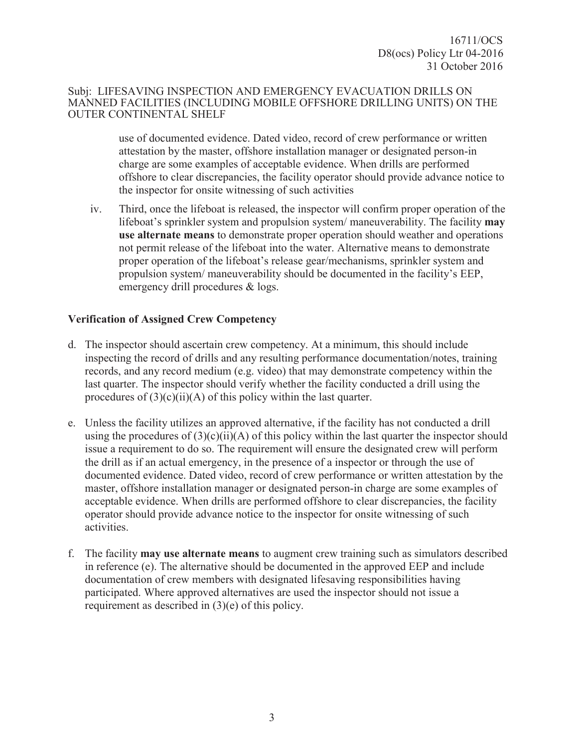use of documented evidence. Dated video, record of crew performance or written attestation by the master, offshore installation manager or designated person-in charge are some examples of acceptable evidence. When drills are performed offshore to clear discrepancies, the facility operator should provide advance notice to the inspector for onsite witnessing of such activities

iv. Third, once the lifeboat is released, the inspector will confirm proper operation of the lifeboat's sprinkler system and propulsion system/ maneuverability. The facility **may use alternate means** to demonstrate proper operation should weather and operations not permit release of the lifeboat into the water. Alternative means to demonstrate proper operation of the lifeboat's release gear/mechanisms, sprinkler system and propulsion system/ maneuverability should be documented in the facility's EEP, emergency drill procedures & logs.

**Verification of Assigned Crew Competency**

d. The inspector should ascertain crew competency. At a minimum, this should include inspecting the record of drills and any resulting performance documentation/notes, training records, and any record medium (e.g. video) that may demonstrate competency within the last quarter. The inspector should verify whether the facility conducted a drill using the procedures of (3)(c)(ii)(A) of this policy within the last quarter.

e. Unless the facility utilizes an approved alternative, if the facility has not conducted a drill using the procedures of (3)(c)(ii)(A) of this policy within the last quarter the inspector should issue a requirement to do so. The requirement will ensure the designated crew will perform the drill as if an actual emergency, in the presence of a inspector or through the use of documented evidence. Dated video, record of crew performance or written attestation by the master, offshore installation manager or designated person-in charge are some examples of acceptable evidence. When drills are performed offshore to clear discrepancies, the facility operator should provide advance notice to the inspector for onsite witnessing of such activities.

f. The facility **may use alternate means** to augment crew training such as simulators described in reference (e). The alternative should be documented in the approved EEP and include documentation of crew members with designated lifesaving responsibilities having participated. Where approved alternatives are used the inspector should not issue a requirement as described in (3)(e) of this policy.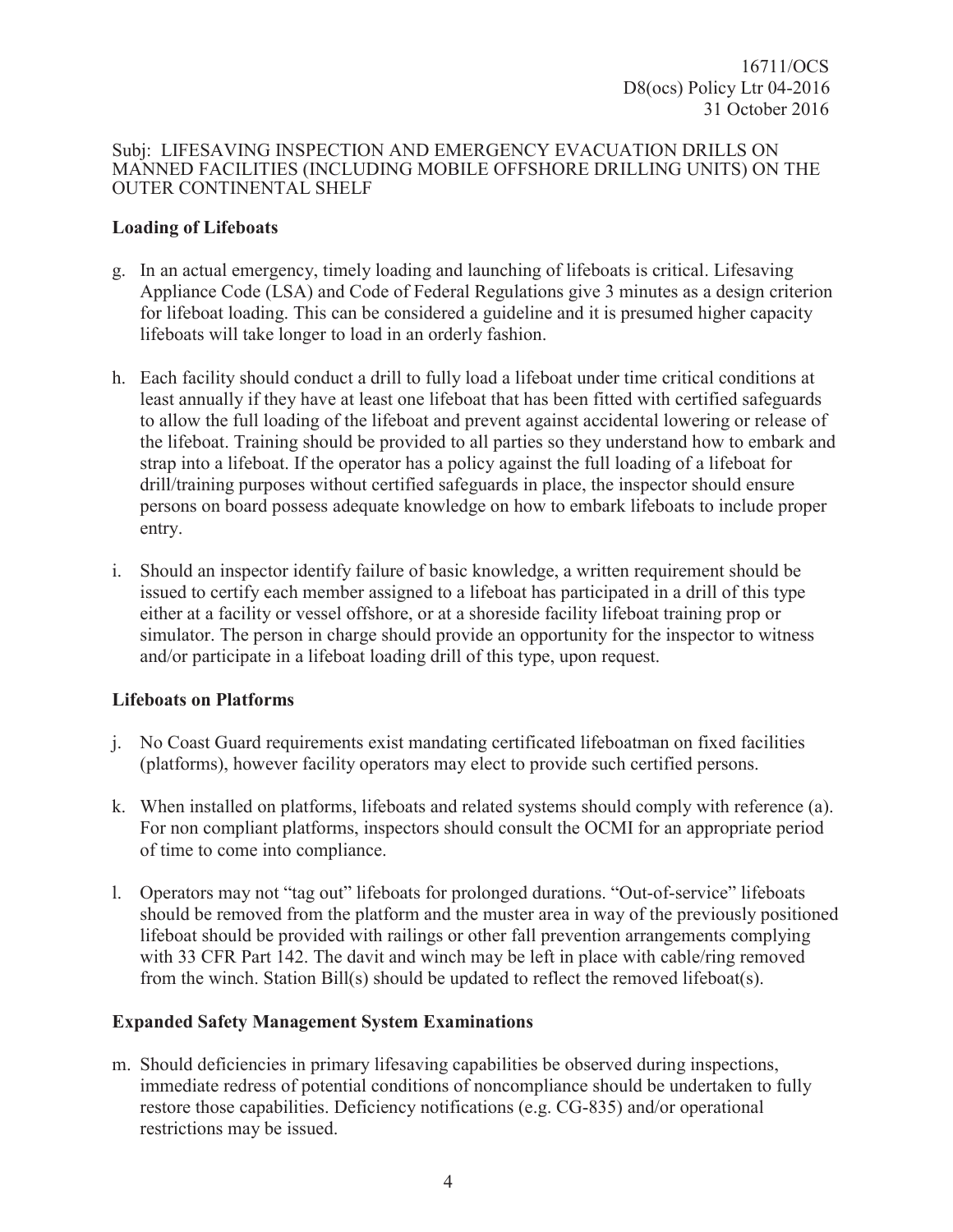16711/OCS
D8(ocs) Policy Ltr 04-2016
31 October 2016

Subj: LIFESAVING INSPECTION AND EMERGENCY EVACUATION DRILLS ON MANNED FACILITIES (INCLUDING MOBILE OFFSHORE DRILLING UNITS) ON THE OUTER CONTINENTAL SHELF

**Loading of Lifeboats**

g. In an actual emergency, timely loading and launching of lifeboats is critical. Lifesaving Appliance Code (LSA) and Code of Federal Regulations give 3 minutes as a design criterion for lifeboat loading. This can be considered a guideline and it is presumed higher capacity lifeboats will take longer to load in an orderly fashion.

h. Each facility should conduct a drill to fully load a lifeboat under time critical conditions at least annually if they have at least one lifeboat that has been fitted with certified safeguards to allow the full loading of the lifeboat and prevent against accidental lowering or release of the lifeboat. Training should be provided to all parties so they understand how to embark and strap into a lifeboat. If the operator has a policy against the full loading of a lifeboat for drill/training purposes without certified safeguards in place, the inspector should ensure persons on board possess adequate knowledge on how to embark lifeboats to include proper entry.

i. Should an inspector identify failure of basic knowledge, a written requirement should be issued to certify each member assigned to a lifeboat has participated in a drill of this type either at a facility or vessel offshore, or at a shoreside facility lifeboat training prop or simulator. The person in charge should provide an opportunity for the inspector to witness and/or participate in a lifeboat loading drill of this type, upon request.

**Lifeboats on Platforms**

j. No Coast Guard requirements exist mandating certificated lifeboatman on fixed facilities (platforms), however facility operators may elect to provide such certified persons.

k. When installed on platforms, lifeboats and related systems should comply with reference (a). For non compliant platforms, inspectors should consult the OCMI for an appropriate period of time to come into compliance.

l. Operators may not "tag out" lifeboats for prolonged durations. "Out-of-service" lifeboats should be removed from the platform and the muster area in way of the previously positioned lifeboat should be provided with railings or other fall prevention arrangements complying with 33 CFR Part 142. The davit and winch may be left in place with cable/ring removed from the winch. Station Bill(s) should be updated to reflect the removed lifeboat(s).

**Expanded Safety Management System Examinations**

m. Should deficiencies in primary lifesaving capabilities be observed during inspections, immediate redress of potential conditions of noncompliance should be undertaken to fully restore those capabilities. Deficiency notifications (e.g. CG-835) and/or operational restrictions may be issued.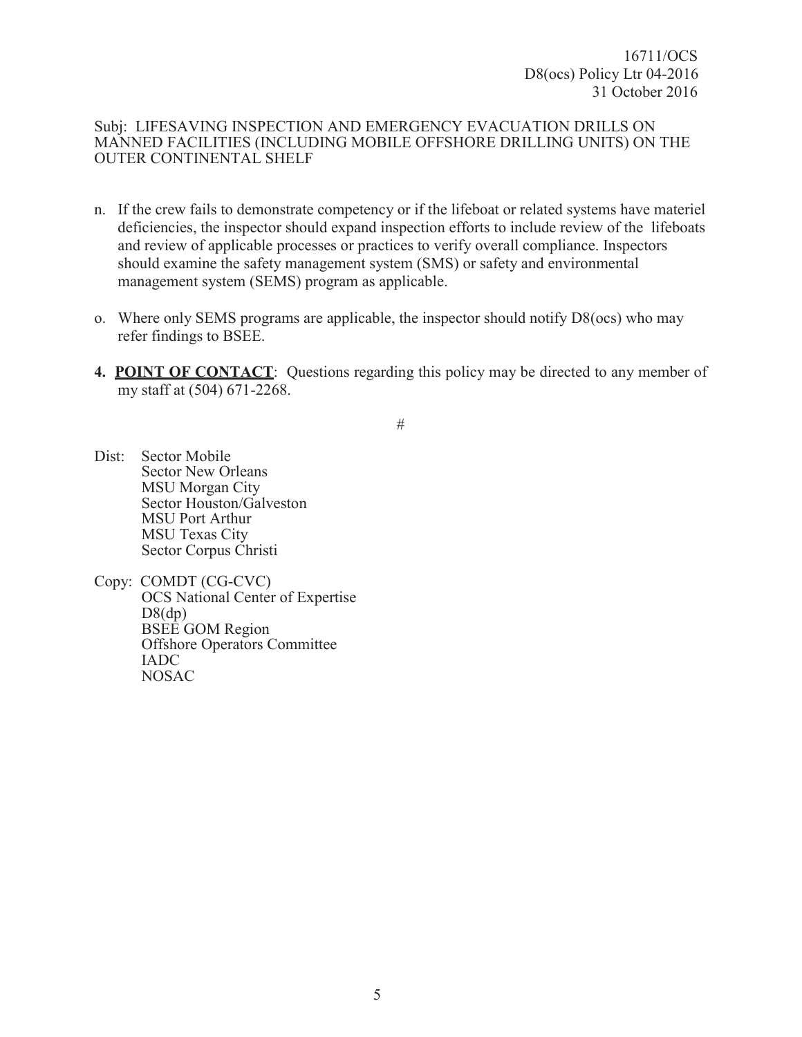16711/OCS
D8(ocs) Policy Ltr 04-2016
31 October 2016

Subj: LIFESAVING INSPECTION AND EMERGENCY EVACUATION DRILLS ON MANNED FACILITIES (INCLUDING MOBILE OFFSHORE DRILLING UNITS) ON THE OUTER CONTINENTAL SHELF

n. If the crew fails to demonstrate competency or if the lifeboat or related systems have materiel deficiencies, the inspector should expand inspection efforts to include review of the lifeboats and review of applicable processes or practices to verify overall compliance. Inspectors should examine the safety management system (SMS) or safety and environmental management system (SEMS) program as applicable.

o. Where only SEMS programs are applicable, the inspector should notify D8(ocs) who may refer findings to BSEE.

**4. <u>POINT OF CONTACT</u>**: Questions regarding this policy may be directed to any member of my staff at (504) 671-2268.

#

Dist: Sector Mobile
Sector New Orleans
MSU Morgan City
Sector Houston/Galveston
MSU Port Arthur
MSU Texas City
Sector Corpus Christi

Copy: COMDT (CG-CVC)
OCS National Center of Expertise
D8(dp)
BSEE GOM Region
Offshore Operators Committee
IADC
NOSAC